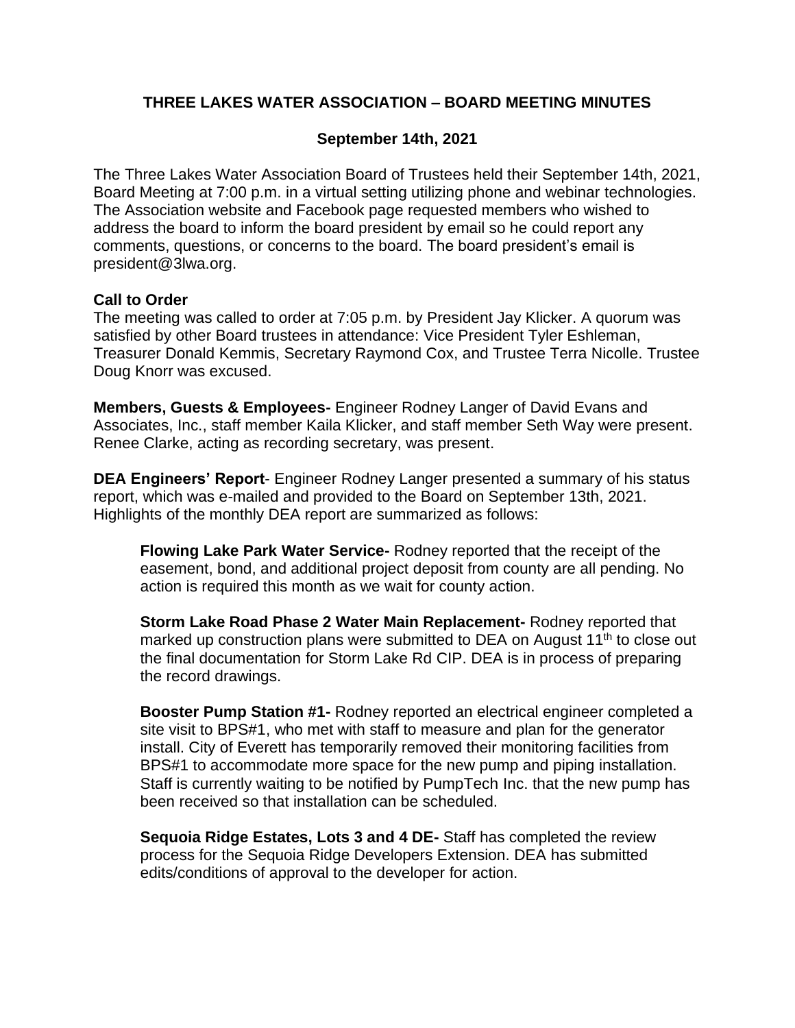# THREE LAKES WATER ASSOCIATION – BOARD MEETING MINUTES

## September 14th, 2021

The Three Lakes Water Association Board of Trustees held their September 14th, 2021, Board Meeting at 7:00 p.m. in a virtual setting utilizing phone and webinar technologies. The Association website and Facebook page requested members who wished to address the board to inform the board president by email so he could report any comments, questions, or concerns to the board. The board president's email is president@3lwa.org.

**Call to Order**
The meeting was called to order at 7:05 p.m. by President Jay Klicker. A quorum was satisfied by other Board trustees in attendance: Vice President Tyler Eshleman, Treasurer Donald Kemmis, Secretary Raymond Cox, and Trustee Terra Nicolle. Trustee Doug Knorr was excused.

**Members, Guests & Employees-** Engineer Rodney Langer of David Evans and Associates, Inc., staff member Kaila Klicker, and staff member Seth Way were present. Renee Clarke, acting as recording secretary, was present.

**DEA Engineers' Report**- Engineer Rodney Langer presented a summary of his status report, which was e-mailed and provided to the Board on September 13th, 2021. Highlights of the monthly DEA report are summarized as follows:

> **Flowing Lake Park Water Service-** Rodney reported that the receipt of the easement, bond, and additional project deposit from county are all pending. No action is required this month as we wait for county action.
>
> **Storm Lake Road Phase 2 Water Main Replacement-** Rodney reported that marked up construction plans were submitted to DEA on August 11th to close out the final documentation for Storm Lake Rd CIP. DEA is in process of preparing the record drawings.
>
> **Booster Pump Station #1-** Rodney reported an electrical engineer completed a site visit to BPS#1, who met with staff to measure and plan for the generator install. City of Everett has temporarily removed their monitoring facilities from BPS#1 to accommodate more space for the new pump and piping installation. Staff is currently waiting to be notified by PumpTech Inc. that the new pump has been received so that installation can be scheduled.
>
> **Sequoia Ridge Estates, Lots 3 and 4 DE-** Staff has completed the review process for the Sequoia Ridge Developers Extension. DEA has submitted edits/conditions of approval to the developer for action.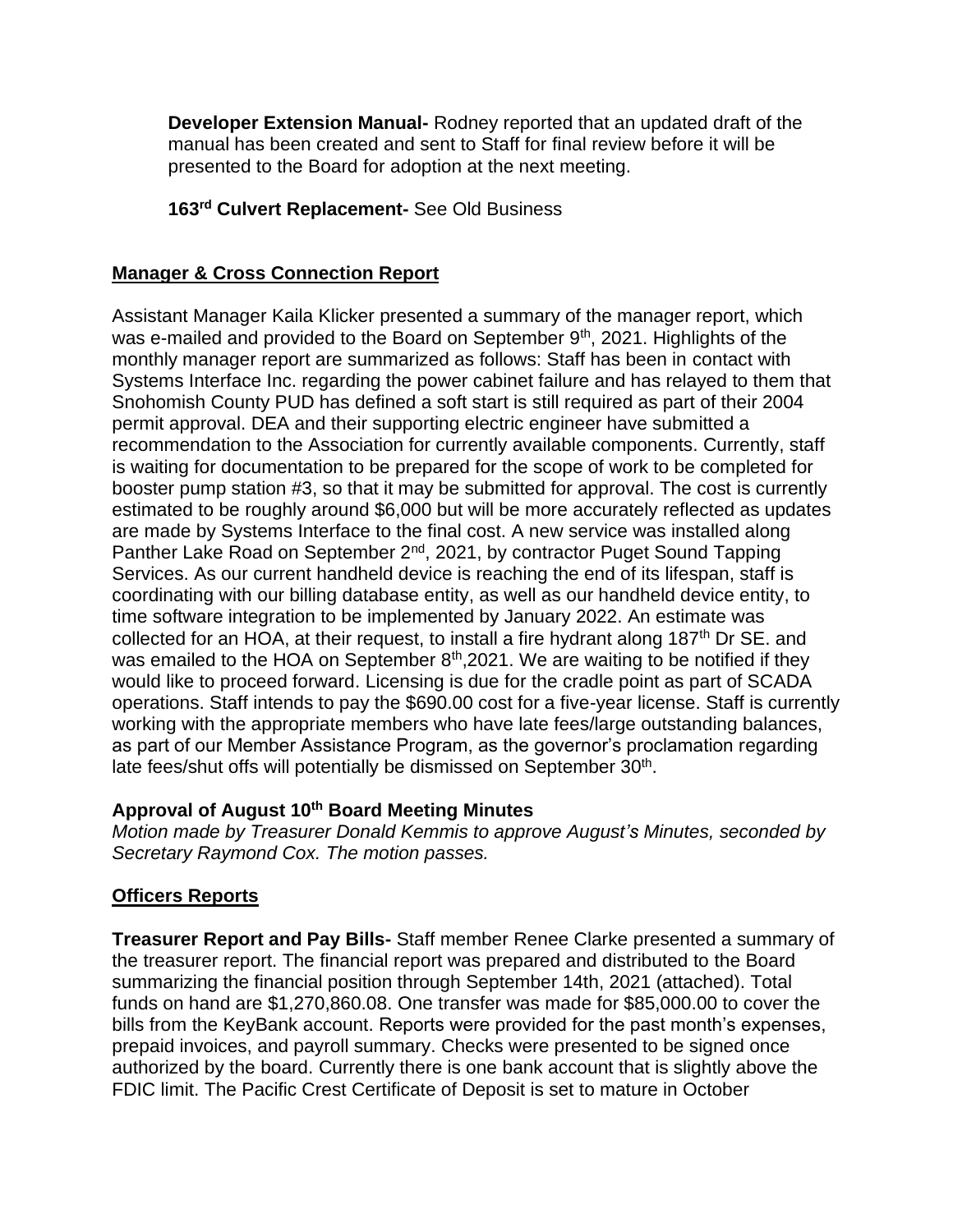**Developer Extension Manual-** Rodney reported that an updated draft of the manual has been created and sent to Staff for final review before it will be presented to the Board for adoption at the next meeting.

**163rd Culvert Replacement-** See Old Business

## Manager & Cross Connection Report

Assistant Manager Kaila Klicker presented a summary of the manager report, which was e-mailed and provided to the Board on September 9th, 2021. Highlights of the monthly manager report are summarized as follows: Staff has been in contact with Systems Interface Inc. regarding the power cabinet failure and has relayed to them that Snohomish County PUD has defined a soft start is still required as part of their 2004 permit approval. DEA and their supporting electric engineer have submitted a recommendation to the Association for currently available components. Currently, staff is waiting for documentation to be prepared for the scope of work to be completed for booster pump station #3, so that it may be submitted for approval. The cost is currently estimated to be roughly around $6,000 but will be more accurately reflected as updates are made by Systems Interface to the final cost. A new service was installed along Panther Lake Road on September 2nd, 2021, by contractor Puget Sound Tapping Services. As our current handheld device is reaching the end of its lifespan, staff is coordinating with our billing database entity, as well as our handheld device entity, to time software integration to be implemented by January 2022. An estimate was collected for an HOA, at their request, to install a fire hydrant along 187th Dr SE. and was emailed to the HOA on September 8th,2021. We are waiting to be notified if they would like to proceed forward. Licensing is due for the cradle point as part of SCADA operations. Staff intends to pay the $690.00 cost for a five-year license. Staff is currently working with the appropriate members who have late fees/large outstanding balances, as part of our Member Assistance Program, as the governor's proclamation regarding late fees/shut offs will potentially be dismissed on September 30th.

### Approval of August 10th Board Meeting Minutes

*Motion made by Treasurer Donald Kemmis to approve August's Minutes, seconded by Secretary Raymond Cox. The motion passes.*

## Officers Reports

**Treasurer Report and Pay Bills-** Staff member Renee Clarke presented a summary of the treasurer report. The financial report was prepared and distributed to the Board summarizing the financial position through September 14th, 2021 (attached). Total funds on hand are $1,270,860.08. One transfer was made for $85,000.00 to cover the bills from the KeyBank account. Reports were provided for the past month's expenses, prepaid invoices, and payroll summary. Checks were presented to be signed once authorized by the board. Currently there is one bank account that is slightly above the FDIC limit. The Pacific Crest Certificate of Deposit is set to mature in October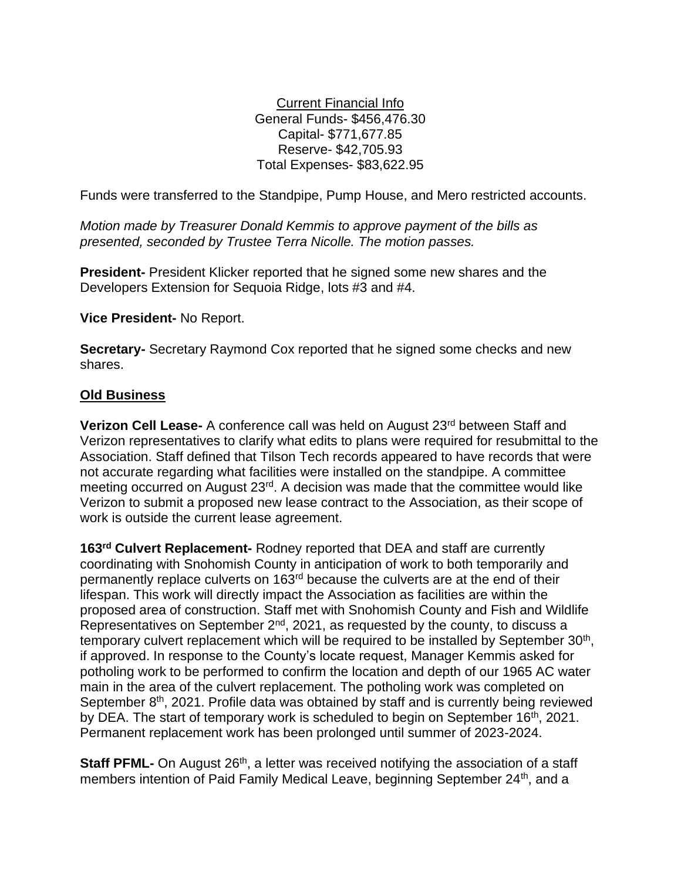<u>Current Financial Info</u>
General Funds- $456,476.30
Capital- $771,677.85
Reserve- $42,705.93
Total Expenses- $83,622.95

Funds were transferred to the Standpipe, Pump House, and Mero restricted accounts.

*Motion made by Treasurer Donald Kemmis to approve payment of the bills as presented, seconded by Trustee Terra Nicolle. The motion passes.*

**President-** President Klicker reported that he signed some new shares and the Developers Extension for Sequoia Ridge, lots #3 and #4.

**Vice President-** No Report.

**Secretary-** Secretary Raymond Cox reported that he signed some checks and new shares.

## Old Business

**Verizon Cell Lease-** A conference call was held on August 23rd between Staff and Verizon representatives to clarify what edits to plans were required for resubmittal to the Association. Staff defined that Tilson Tech records appeared to have records that were not accurate regarding what facilities were installed on the standpipe. A committee meeting occurred on August 23rd. A decision was made that the committee would like Verizon to submit a proposed new lease contract to the Association, as their scope of work is outside the current lease agreement.

**163rd Culvert Replacement-** Rodney reported that DEA and staff are currently coordinating with Snohomish County in anticipation of work to both temporarily and permanently replace culverts on 163rd because the culverts are at the end of their lifespan. This work will directly impact the Association as facilities are within the proposed area of construction. Staff met with Snohomish County and Fish and Wildlife Representatives on September 2nd, 2021, as requested by the county, to discuss a temporary culvert replacement which will be required to be installed by September 30th, if approved. In response to the County's locate request, Manager Kemmis asked for potholing work to be performed to confirm the location and depth of our 1965 AC water main in the area of the culvert replacement. The potholing work was completed on September 8th, 2021. Profile data was obtained by staff and is currently being reviewed by DEA. The start of temporary work is scheduled to begin on September 16th, 2021. Permanent replacement work has been prolonged until summer of 2023-2024.

**Staff PFML-** On August 26th, a letter was received notifying the association of a staff members intention of Paid Family Medical Leave, beginning September 24th, and a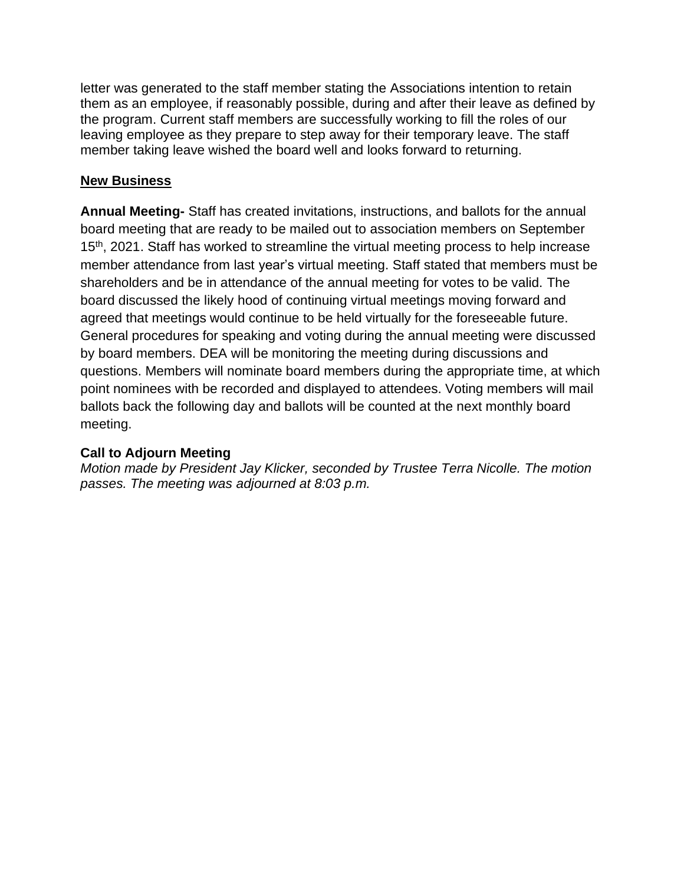letter was generated to the staff member stating the Associations intention to retain them as an employee, if reasonably possible, during and after their leave as defined by the program. Current staff members are successfully working to fill the roles of our leaving employee as they prepare to step away for their temporary leave. The staff member taking leave wished the board well and looks forward to returning.

**New Business**

**Annual Meeting-** Staff has created invitations, instructions, and ballots for the annual board meeting that are ready to be mailed out to association members on September 15th, 2021. Staff has worked to streamline the virtual meeting process to help increase member attendance from last year's virtual meeting. Staff stated that members must be shareholders and be in attendance of the annual meeting for votes to be valid. The board discussed the likely hood of continuing virtual meetings moving forward and agreed that meetings would continue to be held virtually for the foreseeable future. General procedures for speaking and voting during the annual meeting were discussed by board members. DEA will be monitoring the meeting during discussions and questions. Members will nominate board members during the appropriate time, at which point nominees with be recorded and displayed to attendees. Voting members will mail ballots back the following day and ballots will be counted at the next monthly board meeting.

**Call to Adjourn Meeting**

*Motion made by President Jay Klicker, seconded by Trustee Terra Nicolle. The motion passes. The meeting was adjourned at 8:03 p.m.*